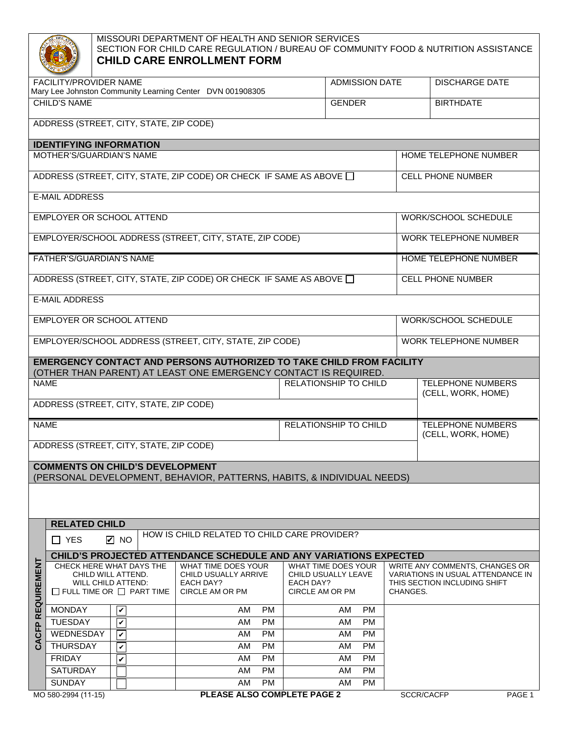MISSOURI DEPARTMENT OF HEALTH AND SENIOR SERVICES
SECTION FOR CHILD CARE REGULATION / BUREAU OF COMMUNITY FOOD & NUTRITION ASSISTANCE

# CHILD CARE ENROLLMENT FORM

| FACILITY/PROVIDER NAME<br>Mary Lee Johnston Community Learning Center DVN 001908305 | ADMISSION DATE | DISCHARGE DATE |
|---|---|---|
| CHILD'S NAME | GENDER | BIRTHDATE |
| ADDRESS (STREET, CITY, STATE, ZIP CODE) | | |

## IDENTIFYING INFORMATION

| | |
|---|---|
| MOTHER'S/GUARDIAN'S NAME | HOME TELEPHONE NUMBER |
| ADDRESS (STREET, CITY, STATE, ZIP CODE) OR CHECK IF SAME AS ABOVE ☐ | CELL PHONE NUMBER |
| E-MAIL ADDRESS | |
| EMPLOYER OR SCHOOL ATTEND | WORK/SCHOOL SCHEDULE |
| EMPLOYER/SCHOOL ADDRESS (STREET, CITY, STATE, ZIP CODE) | WORK TELEPHONE NUMBER |
| FATHER'S/GUARDIAN'S NAME | HOME TELEPHONE NUMBER |
| ADDRESS (STREET, CITY, STATE, ZIP CODE) OR CHECK IF SAME AS ABOVE ☐ | CELL PHONE NUMBER |
| E-MAIL ADDRESS | |
| EMPLOYER OR SCHOOL ATTEND | WORK/SCHOOL SCHEDULE |
| EMPLOYER/SCHOOL ADDRESS (STREET, CITY, STATE, ZIP CODE) | WORK TELEPHONE NUMBER |

## EMERGENCY CONTACT AND PERSONS AUTHORIZED TO TAKE CHILD FROM FACILITY

(OTHER THAN PARENT) AT LEAST ONE EMERGENCY CONTACT IS REQUIRED.

| NAME | RELATIONSHIP TO CHILD | TELEPHONE NUMBERS (CELL, WORK, HOME) |
|---|---|---|
| ADDRESS (STREET, CITY, STATE, ZIP CODE) | | |
| NAME | RELATIONSHIP TO CHILD | TELEPHONE NUMBERS (CELL, WORK, HOME) |
| ADDRESS (STREET, CITY, STATE, ZIP CODE) | | |

## COMMENTS ON CHILD'S DEVELOPMENT

(PERSONAL DEVELOPMENT, BEHAVIOR, PATTERNS, HABITS, & INDIVIDUAL NEEDS)

## CACFP REQUIREMENT

### RELATED CHILD

☐ YES ☑ NO — HOW IS CHILD RELATED TO CHILD CARE PROVIDER?

### CHILD'S PROJECTED ATTENDANCE SCHEDULE AND ANY VARIATIONS EXPECTED

| CHECK HERE WHAT DAYS THE CHILD WILL ATTEND. WILL CHILD ATTEND: ☐ FULL TIME OR ☐ PART TIME | | WHAT TIME DOES YOUR CHILD USUALLY ARRIVE EACH DAY? CIRCLE AM OR PM | WHAT TIME DOES YOUR CHILD USUALLY LEAVE EACH DAY? CIRCLE AM OR PM | WRITE ANY COMMENTS, CHANGES OR VARIATIONS IN USUAL ATTENDANCE IN THIS SECTION INCLUDING SHIFT CHANGES. |
|---|---|---|---|---|
| MONDAY | ☑ | AM PM | AM PM | |
| TUESDAY | ☑ | AM PM | AM PM | |
| WEDNESDAY | ☑ | AM PM | AM PM | |
| THURSDAY | ☑ | AM PM | AM PM | |
| FRIDAY | ☑ | AM PM | AM PM | |
| SATURDAY | ☐ | AM PM | AM PM | |
| SUNDAY | ☐ | AM PM | AM PM | |

MO 580-2994 (11-15) **PLEASE ALSO COMPLETE PAGE 2** SCCR/CACFP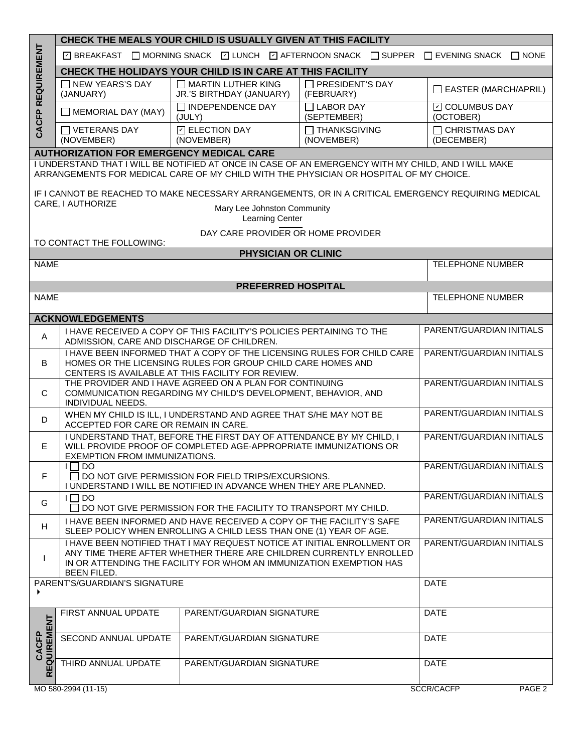## CACFP REQUIREMENT

**CHECK THE MEALS YOUR CHILD IS USUALLY GIVEN AT THIS FACILITY**

☑ BREAKFAST ☐ MORNING SNACK ☑ LUNCH ☑ AFTERNOON SNACK ☐ SUPPER ☐ EVENING SNACK ☐ NONE

**CHECK THE HOLIDAYS YOUR CHILD IS IN CARE AT THIS FACILITY**

| | | | |
|---|---|---|---|
| ☐ NEW YEARS'S DAY (JANUARY) | ☐ MARTIN LUTHER KING JR.'S BIRTHDAY (JANUARY) | ☐ PRESIDENT'S DAY (FEBRUARY) | ☐ EASTER (MARCH/APRIL) |
| ☐ MEMORIAL DAY (MAY) | ☐ INDEPENDENCE DAY (JULY) | ☐ LABOR DAY (SEPTEMBER) | ☑ COLUMBUS DAY (OCTOBER) |
| ☐ VETERANS DAY (NOVEMBER) | ☑ ELECTION DAY (NOVEMBER) | ☐ THANKSGIVING (NOVEMBER) | ☐ CHRISTMAS DAY (DECEMBER) |

## AUTHORIZATION FOR EMERGENCY MEDICAL CARE

I UNDERSTAND THAT I WILL BE NOTIFIED AT ONCE IN CASE OF AN EMERGENCY WITH MY CHILD, AND I WILL MAKE ARRANGEMENTS FOR MEDICAL CARE OF MY CHILD WITH THE PHYSICIAN OR HOSPITAL OF MY CHOICE.

IF I CANNOT BE REACHED TO MAKE NECESSARY ARRANGEMENTS, OR IN A CRITICAL EMERGENCY REQUIRING MEDICAL CARE, I AUTHORIZE Mary Lee Johnston Community Learning Center

DAY CARE PROVIDER OR HOME PROVIDER

TO CONTACT THE FOLLOWING:

**PHYSICIAN OR CLINIC**

| NAME | TELEPHONE NUMBER |
|---|---|
| | |

**PREFERRED HOSPITAL**

| NAME | TELEPHONE NUMBER |
|---|---|
| | |

## ACKNOWLEDGEMENTS

| | | |
|---|---|---|
| A | I HAVE RECEIVED A COPY OF THIS FACILITY'S POLICIES PERTAINING TO THE ADMISSION, CARE AND DISCHARGE OF CHILDREN. | PARENT/GUARDIAN INITIALS |
| B | I HAVE BEEN INFORMED THAT A COPY OF THE LICENSING RULES FOR CHILD CARE HOMES OR THE LICENSING RULES FOR GROUP CHILD CARE HOMES AND CENTERS IS AVAILABLE AT THIS FACILITY FOR REVIEW. | PARENT/GUARDIAN INITIALS |
| C | THE PROVIDER AND I HAVE AGREED ON A PLAN FOR CONTINUING COMMUNICATION REGARDING MY CHILD'S DEVELOPMENT, BEHAVIOR, AND INDIVIDUAL NEEDS. | PARENT/GUARDIAN INITIALS |
| D | WHEN MY CHILD IS ILL, I UNDERSTAND AND AGREE THAT S/HE MAY NOT BE ACCEPTED FOR CARE OR REMAIN IN CARE. | PARENT/GUARDIAN INITIALS |
| E | I UNDERSTAND THAT, BEFORE THE FIRST DAY OF ATTENDANCE BY MY CHILD, I WILL PROVIDE PROOF OF COMPLETED AGE-APPROPRIATE IMMUNIZATIONS OR EXEMPTION FROM IMMUNIZATIONS. | PARENT/GUARDIAN INITIALS |
| F | I ☐ DO ☐ DO NOT GIVE PERMISSION FOR FIELD TRIPS/EXCURSIONS. I UNDERSTAND I WILL BE NOTIFIED IN ADVANCE WHEN THEY ARE PLANNED. | PARENT/GUARDIAN INITIALS |
| G | I ☐ DO ☐ DO NOT GIVE PERMISSION FOR THE FACILITY TO TRANSPORT MY CHILD. | PARENT/GUARDIAN INITIALS |
| H | I HAVE BEEN INFORMED AND HAVE RECEIVED A COPY OF THE FACILITY'S SAFE SLEEP POLICY WHEN ENROLLING A CHILD LESS THAN ONE (1) YEAR OF AGE. | PARENT/GUARDIAN INITIALS |
| I | I HAVE BEEN NOTIFIED THAT I MAY REQUEST NOTICE AT INITIAL ENROLLMENT OR ANY TIME THERE AFTER WHETHER THERE ARE CHILDREN CURRENTLY ENROLLED IN OR ATTENDING THE FACILITY FOR WHOM AN IMMUNIZATION EXEMPTION HAS BEEN FILED. | PARENT/GUARDIAN INITIALS |

| PARENT'S/GUARDIAN'S SIGNATURE | DATE |
|---|---|
| ▶ | |

## CACFP REQUIREMENT

| | | |
|---|---|---|
| FIRST ANNUAL UPDATE | PARENT/GUARDIAN SIGNATURE | DATE |
| SECOND ANNUAL UPDATE | PARENT/GUARDIAN SIGNATURE | DATE |
| THIRD ANNUAL UPDATE | PARENT/GUARDIAN SIGNATURE | DATE |

MO 580-2994 (11-15) SCCR/CACFP